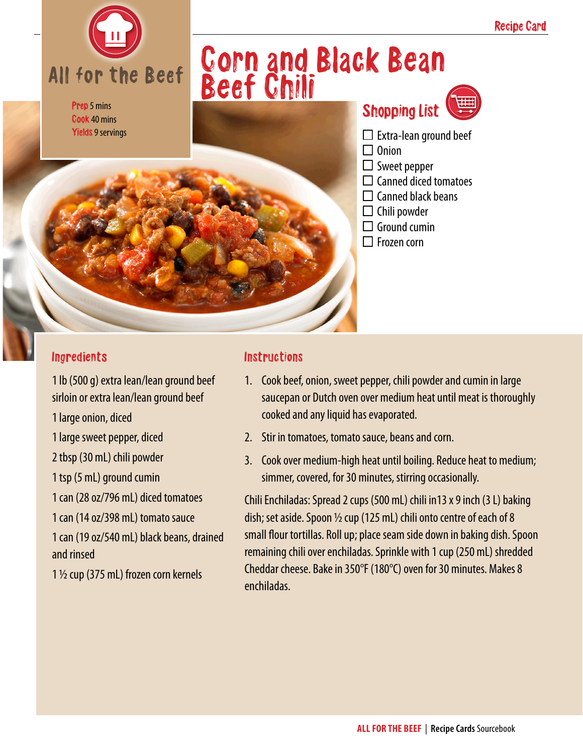Recipe Card

All for the Beef

# Corn and Black Bean Beef Chili

Prep 5 mins
Cook 40 mins
Yields 9 servings

## Shopping List

- ☐ Extra-lean ground beef
- ☐ Onion
- ☐ Sweet pepper
- ☐ Canned diced tomatoes
- ☐ Canned black beans
- ☐ Chili powder
- ☐ Ground cumin
- ☐ Frozen corn

## Ingredients

1 lb (500 g) extra lean/lean ground beef sirloin or extra lean/lean ground beef

1 large onion, diced

1 large sweet pepper, diced

2 tbsp (30 mL) chili powder

1 tsp (5 mL) ground cumin

1 can (28 oz/796 mL) diced tomatoes

1 can (14 oz/398 mL) tomato sauce

1 can (19 oz/540 mL) black beans, drained and rinsed

1 ½ cup (375 mL) frozen corn kernels

## Instructions

1. Cook beef, onion, sweet pepper, chili powder and cumin in large saucepan or Dutch oven over medium heat until meat is thoroughly cooked and any liquid has evaporated.
2. Stir in tomatoes, tomato sauce, beans and corn.
3. Cook over medium-high heat until boiling. Reduce heat to medium; simmer, covered, for 30 minutes, stirring occasionally.

Chili Enchiladas: Spread 2 cups (500 mL) chili in13 x 9 inch (3 L) baking dish; set aside. Spoon ½ cup (125 mL) chili onto centre of each of 8 small flour tortillas. Roll up; place seam side down in baking dish. Spoon remaining chili over enchiladas. Sprinkle with 1 cup (250 mL) shredded Cheddar cheese. Bake in 350°F (180°C) oven for 30 minutes. Makes 8 enchiladas.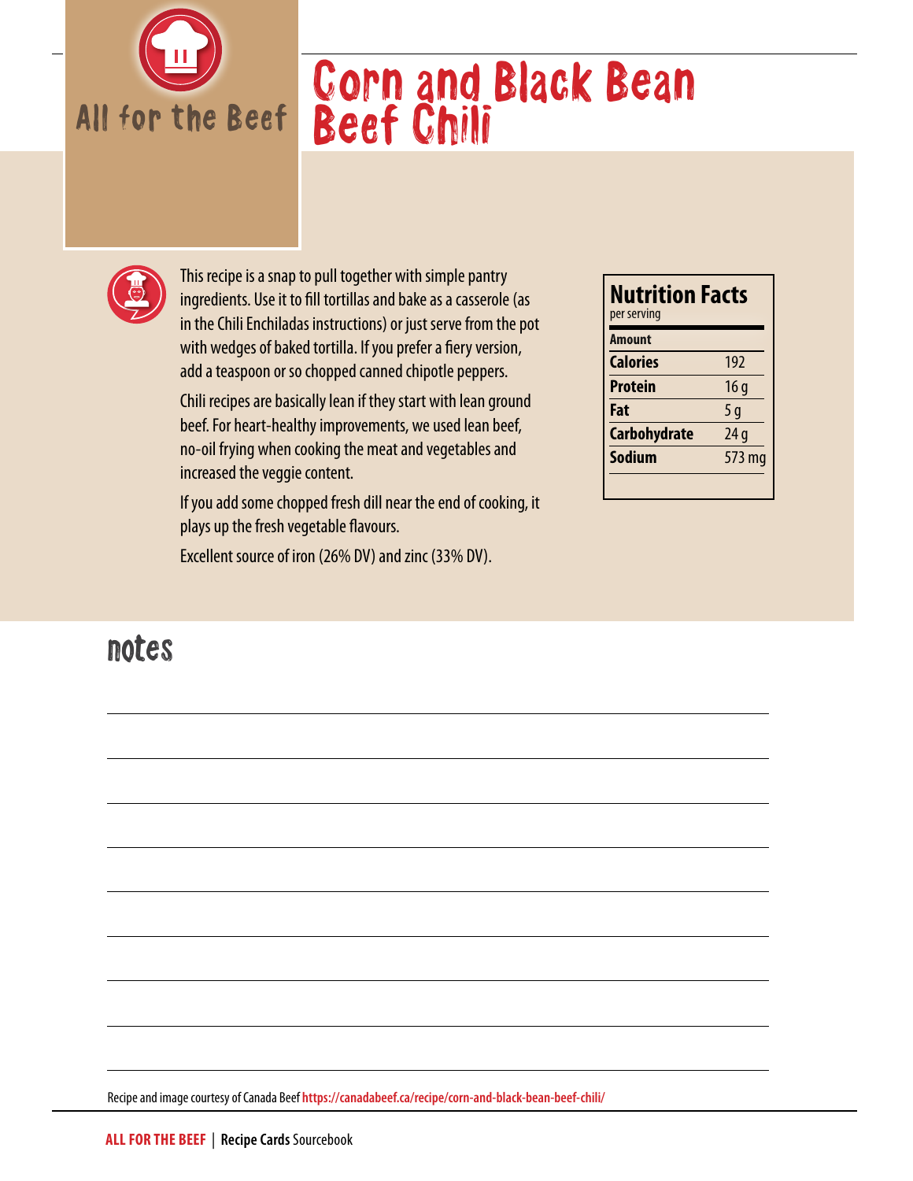All for the Beef

# Corn and Black Bean Beef Chili

This recipe is a snap to pull together with simple pantry ingredients. Use it to fill tortillas and bake as a casserole (as in the Chili Enchiladas instructions) or just serve from the pot with wedges of baked tortilla. If you prefer a fiery version, add a teaspoon or so chopped canned chipotle peppers.

Chili recipes are basically lean if they start with lean ground beef. For heart-healthy improvements, we used lean beef, no-oil frying when cooking the meat and vegetables and increased the veggie content.

If you add some chopped fresh dill near the end of cooking, it plays up the fresh vegetable flavours.

Excellent source of iron (26% DV) and zinc (33% DV).

**Nutrition Facts**
per serving

| Amount | |
|---|---|
| **Calories** | 192 |
| **Protein** | 16 g |
| **Fat** | 5 g |
| **Carbohydrate** | 24 g |
| **Sodium** | 573 mg |

## notes

Recipe and image courtesy of Canada Beef https://canadabeef.ca/recipe/corn-and-black-bean-beef-chili/